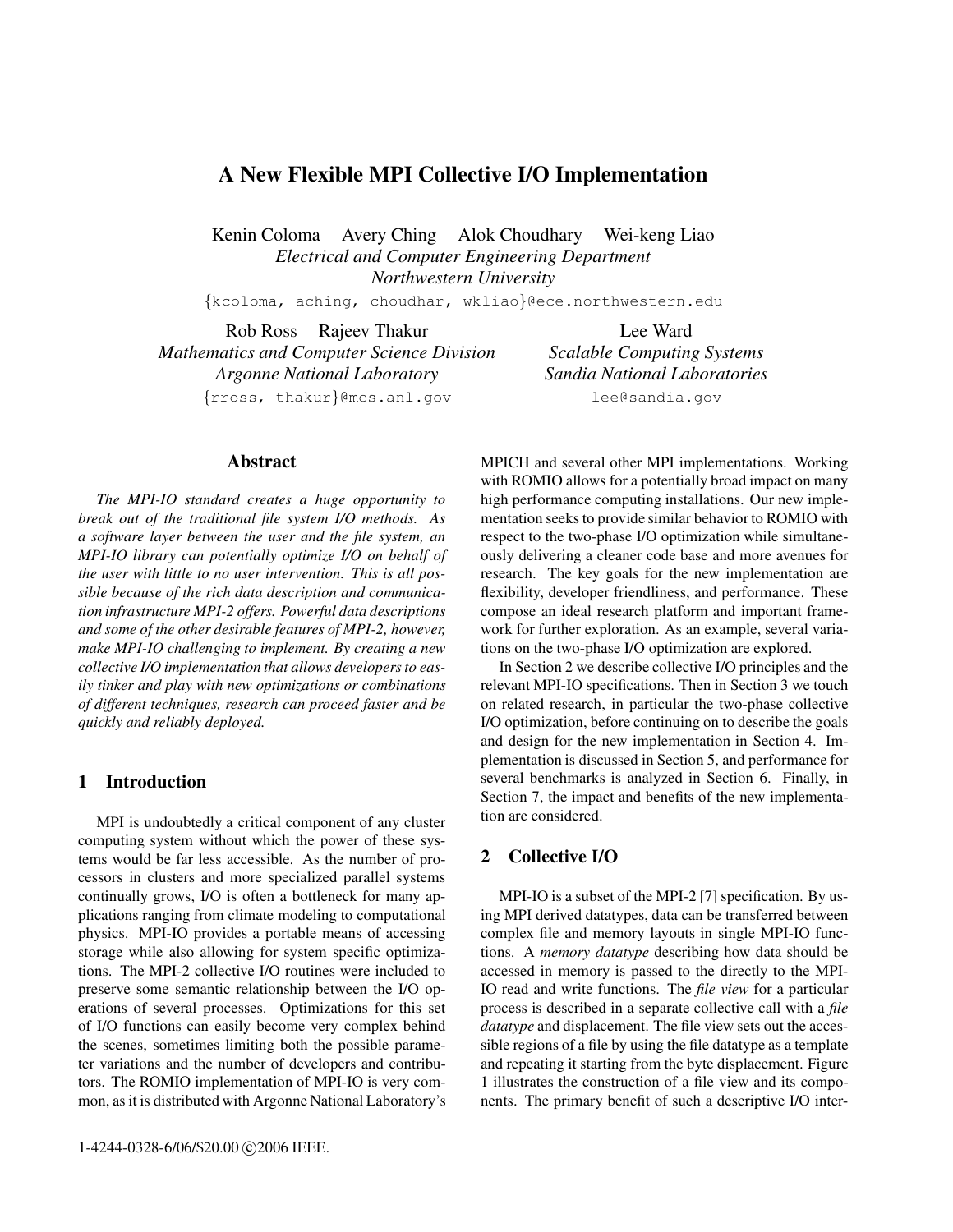# A New Flexible MPI Collective I/O Implementation

Kenin Coloma Avery Ching Alok Choudhary Wei-keng Liao
*Electrical and Computer Engineering Department*
*Northwestern University*
{kcoloma, aching, choudhar, wkliao}@ece.northwestern.edu

Rob Ross Rajeev Thakur
*Mathematics and Computer Science Division*
*Argonne National Laboratory*
{rross, thakur}@mcs.anl.gov

Lee Ward
*Scalable Computing Systems*
*Sandia National Laboratories*
lee@sandia.gov

## Abstract

*The MPI-IO standard creates a huge opportunity to break out of the traditional file system I/O methods. As a software layer between the user and the file system, an MPI-IO library can potentially optimize I/O on behalf of the user with little to no user intervention. This is all possible because of the rich data description and communication infrastructure MPI-2 offers. Powerful data descriptions and some of the other desirable features of MPI-2, however, make MPI-IO challenging to implement. By creating a new collective I/O implementation that allows developers to easily tinker and play with new optimizations or combinations of different techniques, research can proceed faster and be quickly and reliably deployed.*

## 1 Introduction

MPI is undoubtedly a critical component of any cluster computing system without which the power of these systems would be far less accessible. As the number of processors in clusters and more specialized parallel systems continually grows, I/O is often a bottleneck for many applications ranging from climate modeling to computational physics. MPI-IO provides a portable means of accessing storage while also allowing for system specific optimizations. The MPI-2 collective I/O routines were included to preserve some semantic relationship between the I/O operations of several processes. Optimizations for this set of I/O functions can easily become very complex behind the scenes, sometimes limiting both the possible parameter variations and the number of developers and contributors. The ROMIO implementation of MPI-IO is very common, as it is distributed with Argonne National Laboratory's MPICH and several other MPI implementations. Working with ROMIO allows for a potentially broad impact on many high performance computing installations. Our new implementation seeks to provide similar behavior to ROMIO with respect to the two-phase I/O optimization while simultaneously delivering a cleaner code base and more avenues for research. The key goals for the new implementation are flexibility, developer friendliness, and performance. These compose an ideal research platform and important framework for further exploration. As an example, several variations on the two-phase I/O optimization are explored.

In Section 2 we describe collective I/O principles and the relevant MPI-IO specifications. Then in Section 3 we touch on related research, in particular the two-phase collective I/O optimization, before continuing on to describe the goals and design for the new implementation in Section 4. Implementation is discussed in Section 5, and performance for several benchmarks is analyzed in Section 6. Finally, in Section 7, the impact and benefits of the new implementation are considered.

## 2 Collective I/O

MPI-IO is a subset of the MPI-2 [7] specification. By using MPI derived datatypes, data can be transferred between complex file and memory layouts in single MPI-IO functions. A *memory datatype* describing how data should be accessed in memory is passed to the directly to the MPI-IO read and write functions. The *file view* for a particular process is described in a separate collective call with a *file datatype* and displacement. The file view sets out the accessible regions of a file by using the file datatype as a template and repeating it starting from the byte displacement. Figure 1 illustrates the construction of a file view and its components. The primary benefit of such a descriptive I/O inter-

1-4244-0328-6/06/$20.00 ©2006 IEEE.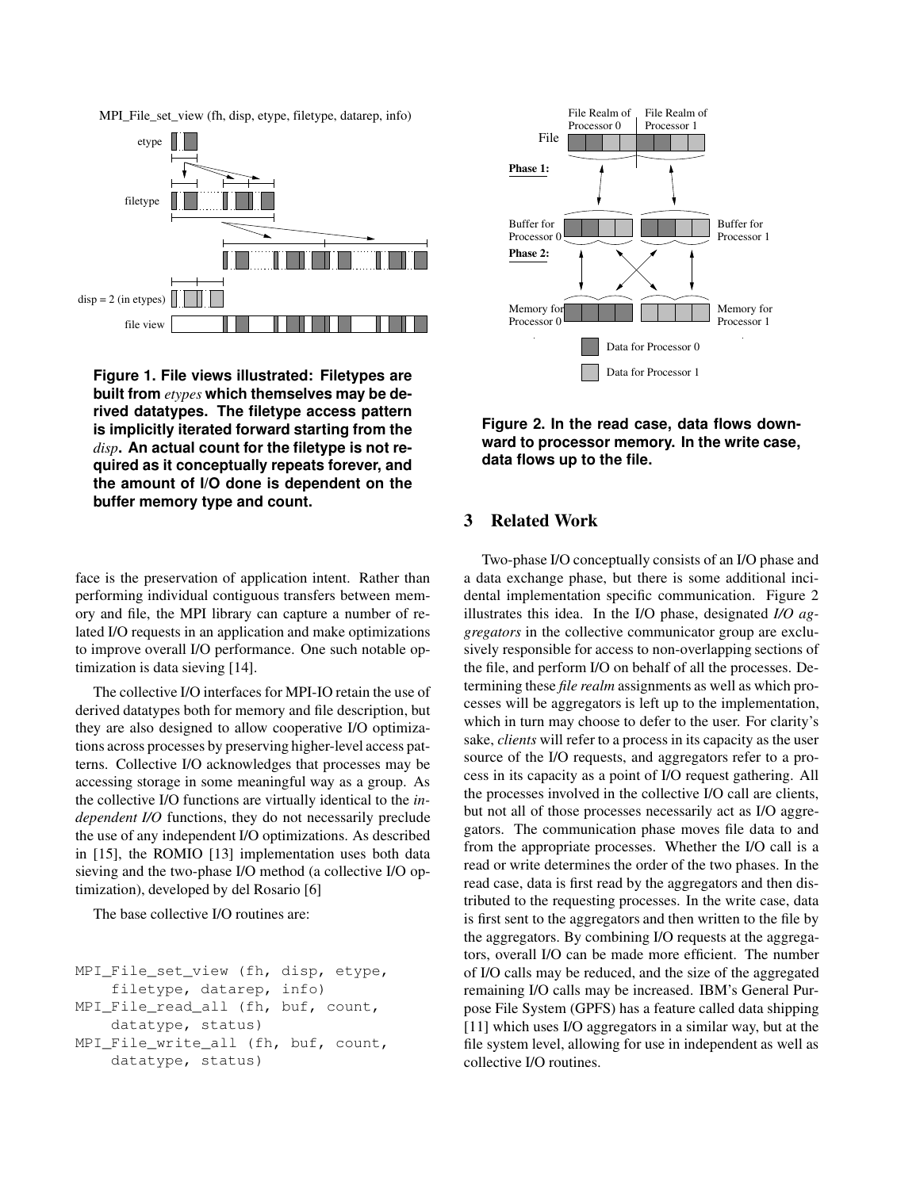MPI_File_set_view (fh, disp, etype, filetype, datarep, info)

**Figure 1. File views illustrated: Filetypes are built from *etypes* which themselves may be derived datatypes. The filetype access pattern is implicitly iterated forward starting from the *disp*. An actual count for the filetype is not required as it conceptually repeats forever, and the amount of I/O done is dependent on the buffer memory type and count.**

face is the preservation of application intent. Rather than performing individual contiguous transfers between memory and file, the MPI library can capture a number of related I/O requests in an application and make optimizations to improve overall I/O performance. One such notable optimization is data sieving [14].

The collective I/O interfaces for MPI-IO retain the use of derived datatypes both for memory and file description, but they are also designed to allow cooperative I/O optimizations across processes by preserving higher-level access patterns. Collective I/O acknowledges that processes may be accessing storage in some meaningful way as a group. As the collective I/O functions are virtually identical to the *independent I/O* functions, they do not necessarily preclude the use of any independent I/O optimizations. As described in [15], the ROMIO [13] implementation uses both data sieving and the two-phase I/O method (a collective I/O optimization), developed by del Rosario [6]

The base collective I/O routines are:

```
MPI_File_set_view (fh, disp, etype,
    filetype, datarep, info)
MPI_File_read_all (fh, buf, count,
    datatype, status)
MPI_File_write_all (fh, buf, count,
    datatype, status)
```

**Figure 2. In the read case, data flows downward to processor memory. In the write case, data flows up to the file.**

## 3 Related Work

Two-phase I/O conceptually consists of an I/O phase and a data exchange phase, but there is some additional incidental implementation specific communication. Figure 2 illustrates this idea. In the I/O phase, designated *I/O aggregators* in the collective communicator group are exclusively responsible for access to non-overlapping sections of the file, and perform I/O on behalf of all the processes. Determining these *file realm* assignments as well as which processes will be aggregators is left up to the implementation, which in turn may choose to defer to the user. For clarity's sake, *clients* will refer to a process in its capacity as the user source of the I/O requests, and aggregators refer to a process in its capacity as a point of I/O request gathering. All the processes involved in the collective I/O call are clients, but not all of those processes necessarily act as I/O aggregators. The communication phase moves file data to and from the appropriate processes. Whether the I/O call is a read or write determines the order of the two phases. In the read case, data is first read by the aggregators and then distributed to the requesting processes. In the write case, data is first sent to the aggregators and then written to the file by the aggregators. By combining I/O requests at the aggregators, overall I/O can be made more efficient. The number of I/O calls may be reduced, and the size of the aggregated remaining I/O calls may be increased. IBM's General Purpose File System (GPFS) has a feature called data shipping [11] which uses I/O aggregators in a similar way, but at the file system level, allowing for use in independent as well as collective I/O routines.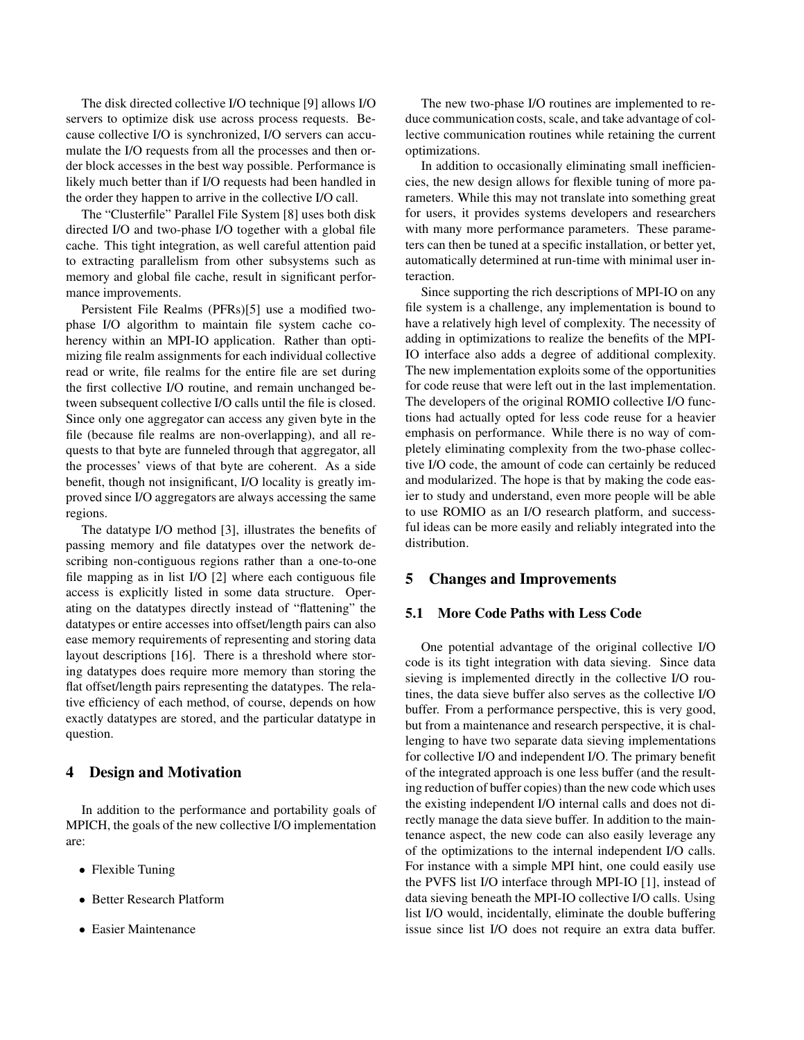The disk directed collective I/O technique [9] allows I/O servers to optimize disk use across process requests. Because collective I/O is synchronized, I/O servers can accumulate the I/O requests from all the processes and then order block accesses in the best way possible. Performance is likely much better than if I/O requests had been handled in the order they happen to arrive in the collective I/O call.

The "Clusterfile" Parallel File System [8] uses both disk directed I/O and two-phase I/O together with a global file cache. This tight integration, as well careful attention paid to extracting parallelism from other subsystems such as memory and global file cache, result in significant performance improvements.

Persistent File Realms (PFRs)[5] use a modified two-phase I/O algorithm to maintain file system cache coherency within an MPI-IO application. Rather than optimizing file realm assignments for each individual collective read or write, file realms for the entire file are set during the first collective I/O routine, and remain unchanged between subsequent collective I/O calls until the file is closed. Since only one aggregator can access any given byte in the file (because file realms are non-overlapping), and all requests to that byte are funneled through that aggregator, all the processes' views of that byte are coherent. As a side benefit, though not insignificant, I/O locality is greatly improved since I/O aggregators are always accessing the same regions.

The datatype I/O method [3], illustrates the benefits of passing memory and file datatypes over the network describing non-contiguous regions rather than a one-to-one file mapping as in list I/O [2] where each contiguous file access is explicitly listed in some data structure. Operating on the datatypes directly instead of "flattening" the datatypes or entire accesses into offset/length pairs can also ease memory requirements of representing and storing data layout descriptions [16]. There is a threshold where storing datatypes does require more memory than storing the flat offset/length pairs representing the datatypes. The relative efficiency of each method, of course, depends on how exactly datatypes are stored, and the particular datatype in question.

# 4 Design and Motivation

In addition to the performance and portability goals of MPICH, the goals of the new collective I/O implementation are:

- Flexible Tuning
- Better Research Platform
- Easier Maintenance

The new two-phase I/O routines are implemented to reduce communication costs, scale, and take advantage of collective communication routines while retaining the current optimizations.

In addition to occasionally eliminating small inefficiencies, the new design allows for flexible tuning of more parameters. While this may not translate into something great for users, it provides systems developers and researchers with many more performance parameters. These parameters can then be tuned at a specific installation, or better yet, automatically determined at run-time with minimal user interaction.

Since supporting the rich descriptions of MPI-IO on any file system is a challenge, any implementation is bound to have a relatively high level of complexity. The necessity of adding in optimizations to realize the benefits of the MPI-IO interface also adds a degree of additional complexity. The new implementation exploits some of the opportunities for code reuse that were left out in the last implementation. The developers of the original ROMIO collective I/O functions had actually opted for less code reuse for a heavier emphasis on performance. While there is no way of completely eliminating complexity from the two-phase collective I/O code, the amount of code can certainly be reduced and modularized. The hope is that by making the code easier to study and understand, even more people will be able to use ROMIO as an I/O research platform, and successful ideas can be more easily and reliably integrated into the distribution.

# 5 Changes and Improvements

## 5.1 More Code Paths with Less Code

One potential advantage of the original collective I/O code is its tight integration with data sieving. Since data sieving is implemented directly in the collective I/O routines, the data sieve buffer also serves as the collective I/O buffer. From a performance perspective, this is very good, but from a maintenance and research perspective, it is challenging to have two separate data sieving implementations for collective I/O and independent I/O. The primary benefit of the integrated approach is one less buffer (and the resulting reduction of buffer copies) than the new code which uses the existing independent I/O internal calls and does not directly manage the data sieve buffer. In addition to the maintenance aspect, the new code can also easily leverage any of the optimizations to the internal independent I/O calls. For instance with a simple MPI hint, one could easily use the PVFS list I/O interface through MPI-IO [1], instead of data sieving beneath the MPI-IO collective I/O calls. Using list I/O would, incidentally, eliminate the double buffering issue since list I/O does not require an extra data buffer.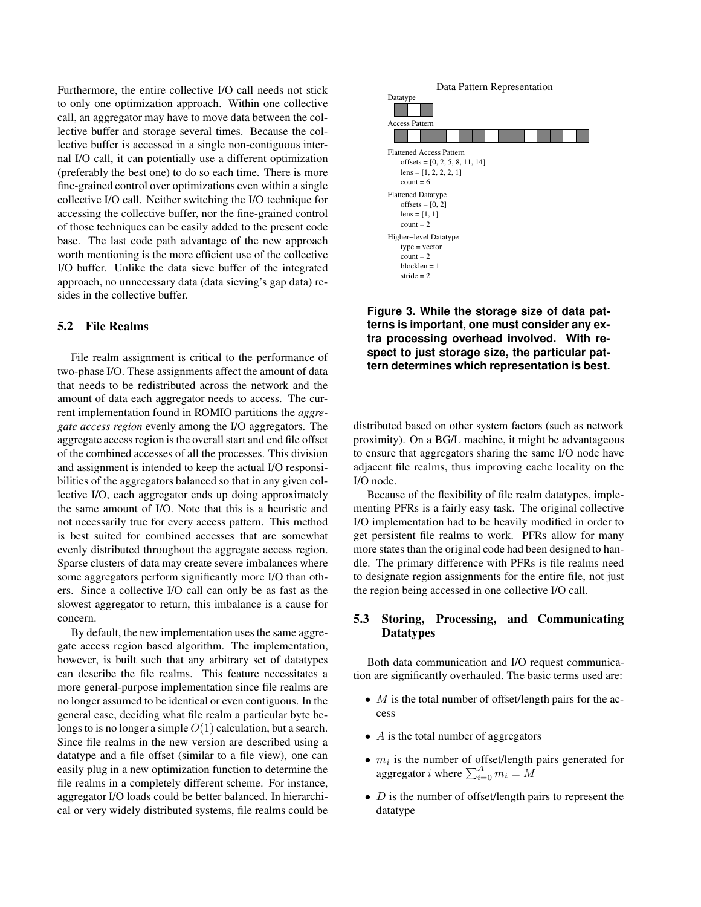Furthermore, the entire collective I/O call needs not stick to only one optimization approach. Within one collective call, an aggregator may have to move data between the collective buffer and storage several times. Because the collective buffer is accessed in a single non-contiguous internal I/O call, it can potentially use a different optimization (preferably the best one) to do so each time. There is more fine-grained control over optimizations even within a single collective I/O call. Neither switching the I/O technique for accessing the collective buffer, nor the fine-grained control of those techniques can be easily added to the present code base. The last code path advantage of the new approach worth mentioning is the more efficient use of the collective I/O buffer. Unlike the data sieve buffer of the integrated approach, no unnecessary data (data sieving's gap data) resides in the collective buffer.

### 5.2 File Realms

File realm assignment is critical to the performance of two-phase I/O. These assignments affect the amount of data that needs to be redistributed across the network and the amount of data each aggregator needs to access. The current implementation found in ROMIO partitions the *aggregate access region* evenly among the I/O aggregators. The aggregate access region is the overall start and end file offset of the combined accesses of all the processes. This division and assignment is intended to keep the actual I/O responsibilities of the aggregators balanced so that in any given collective I/O, each aggregator ends up doing approximately the same amount of I/O. Note that this is a heuristic and not necessarily true for every access pattern. This method is best suited for combined accesses that are somewhat evenly distributed throughout the aggregate access region. Sparse clusters of data may create severe imbalances where some aggregators perform significantly more I/O than others. Since a collective I/O call can only be as fast as the slowest aggregator to return, this imbalance is a cause for concern.

By default, the new implementation uses the same aggregate access region based algorithm. The implementation, however, is built such that any arbitrary set of datatypes can describe the file realms. This feature necessitates a more general-purpose implementation since file realms are no longer assumed to be identical or even contiguous. In the general case, deciding what file realm a particular byte belongs to is no longer a simple $O(1)$ calculation, but a search. Since file realms in the new version are described using a datatype and a file offset (similar to a file view), one can easily plug in a new optimization function to determine the file realms in a completely different scheme. For instance, aggregator I/O loads could be better balanced. In hierarchical or very widely distributed systems, file realms could be distributed based on other system factors (such as network proximity). On a BG/L machine, it might be advantageous to ensure that aggregators sharing the same I/O node have adjacent file realms, thus improving cache locality on the I/O node.

Data Pattern Representation

Datatype

Access Pattern

Flattened Access Pattern
offsets = [0, 2, 5, 8, 11, 14]
lens = [1, 2, 2, 2, 1]
count = 6

Flattened Datatype
offsets = [0, 2]
lens = [1, 1]
count = 2

Higher−level Datatype
type = vector
count = 2
blocklen = 1
stride = 2

**Figure 3. While the storage size of data patterns is important, one must consider any extra processing overhead involved. With respect to just storage size, the particular pattern determines which representation is best.**

Because of the flexibility of file realm datatypes, implementing PFRs is a fairly easy task. The original collective I/O implementation had to be heavily modified in order to get persistent file realms to work. PFRs allow for many more states than the original code had been designed to handle. The primary difference with PFRs is file realms need to designate region assignments for the entire file, not just the region being accessed in one collective I/O call.

### 5.3 Storing, Processing, and Communicating Datatypes

Both data communication and I/O request communication are significantly overhauled. The basic terms used are:

- $M$ is the total number of offset/length pairs for the access
- $A$ is the total number of aggregators
- $m_i$ is the number of offset/length pairs generated for aggregator $i$ where $\sum_{i=0}^{A} m_i = M$
- $D$ is the number of offset/length pairs to represent the datatype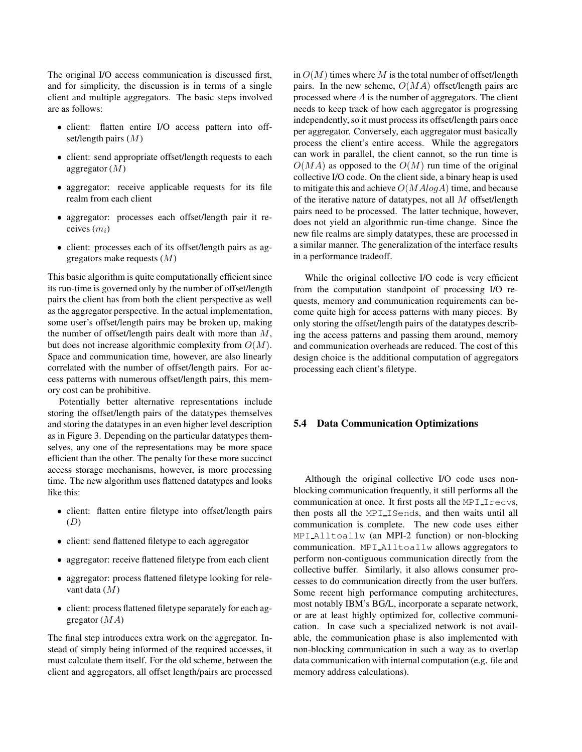The original I/O access communication is discussed first, and for simplicity, the discussion is in terms of a single client and multiple aggregators. The basic steps involved are as follows:

- client: flatten entire I/O access pattern into offset/length pairs ($M$)
- client: send appropriate offset/length requests to each aggregator ($M$)
- aggregator: receive applicable requests for its file realm from each client
- aggregator: processes each offset/length pair it receives ($m_i$)
- client: processes each of its offset/length pairs as aggregators make requests ($M$)

This basic algorithm is quite computationally efficient since its run-time is governed only by the number of offset/length pairs the client has from both the client perspective as well as the aggregator perspective. In the actual implementation, some user's offset/length pairs may be broken up, making the number of offset/length pairs dealt with more than $M$, but does not increase algorithmic complexity from $O(M)$. Space and communication time, however, are also linearly correlated with the number of offset/length pairs. For access patterns with numerous offset/length pairs, this memory cost can be prohibitive.

Potentially better alternative representations include storing the offset/length pairs of the datatypes themselves and storing the datatypes in an even higher level description as in Figure 3. Depending on the particular datatypes themselves, any one of the representations may be more space efficient than the other. The penalty for these more succinct access storage mechanisms, however, is more processing time. The new algorithm uses flattened datatypes and looks like this:

- client: flatten entire filetype into offset/length pairs ($D$)
- client: send flattened filetype to each aggregator
- aggregator: receive flattened filetype from each client
- aggregator: process flattened filetype looking for relevant data ($M$)
- client: process flattened filetype separately for each aggregator ($MA$)

The final step introduces extra work on the aggregator. Instead of simply being informed of the required accesses, it must calculate them itself. For the old scheme, between the client and aggregators, all offset length/pairs are processed in $O(M)$ times where $M$ is the total number of offset/length pairs. In the new scheme, $O(MA)$ offset/length pairs are processed where $A$ is the number of aggregators. The client needs to keep track of how each aggregator is progressing independently, so it must process its offset/length pairs once per aggregator. Conversely, each aggregator must basically process the client's entire access. While the aggregators can work in parallel, the client cannot, so the run time is $O(MA)$ as opposed to the $O(M)$ run time of the original collective I/O code. On the client side, a binary heap is used to mitigate this and achieve $O(MAlogA)$ time, and because of the iterative nature of datatypes, not all $M$ offset/length pairs need to be processed. The latter technique, however, does not yield an algorithmic run-time change. Since the new file realms are simply datatypes, these are processed in a similar manner. The generalization of the interface results in a performance tradeoff.

While the original collective I/O code is very efficient from the computation standpoint of processing I/O requests, memory and communication requirements can become quite high for access patterns with many pieces. By only storing the offset/length pairs of the datatypes describing the access patterns and passing them around, memory and communication overheads are reduced. The cost of this design choice is the additional computation of aggregators processing each client's filetype.

### 5.4 Data Communication Optimizations

Although the original collective I/O code uses non-blocking communication frequently, it still performs all the communication at once. It first posts all the `MPI_Irecv`s, then posts all the `MPI_ISend`s, and then waits until all communication is complete. The new code uses either `MPI_Alltoallw` (an MPI-2 function) or non-blocking communication. `MPI_Alltoallw` allows aggregators to perform non-contiguous communication directly from the collective buffer. Similarly, it also allows consumer processes to do communication directly from the user buffers. Some recent high performance computing architectures, most notably IBM's BG/L, incorporate a separate network, or are at least highly optimized for, collective communication. In case such a specialized network is not available, the communication phase is also implemented with non-blocking communication in such a way as to overlap data communication with internal computation (e.g. file and memory address calculations).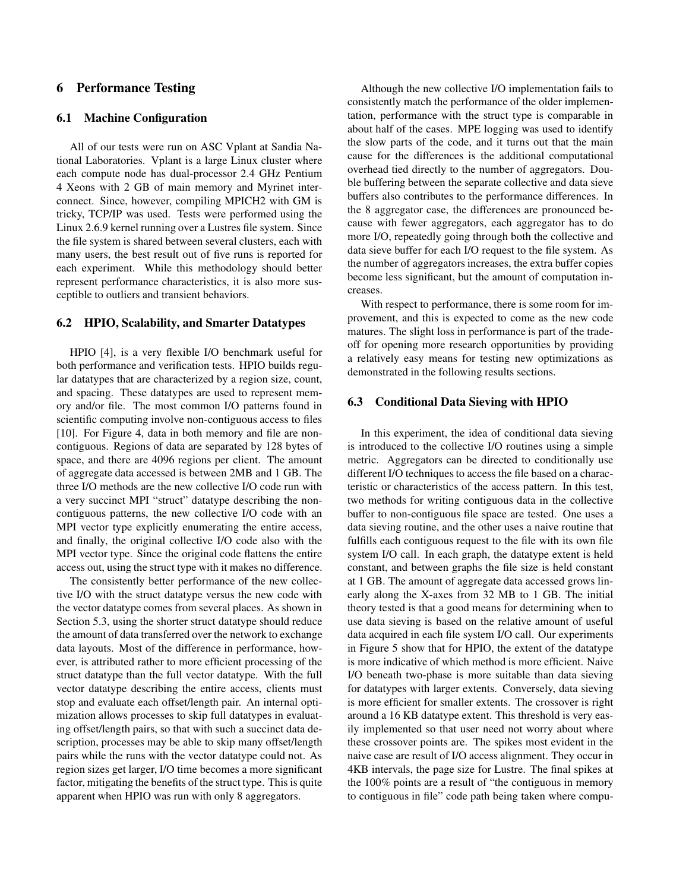## 6 Performance Testing

### 6.1 Machine Configuration

All of our tests were run on ASC Vplant at Sandia National Laboratories. Vplant is a large Linux cluster where each compute node has dual-processor 2.4 GHz Pentium 4 Xeons with 2 GB of main memory and Myrinet interconnect. Since, however, compiling MPICH2 with GM is tricky, TCP/IP was used. Tests were performed using the Linux 2.6.9 kernel running over a Lustres file system. Since the file system is shared between several clusters, each with many users, the best result out of five runs is reported for each experiment. While this methodology should better represent performance characteristics, it is also more susceptible to outliers and transient behaviors.

### 6.2 HPIO, Scalability, and Smarter Datatypes

HPIO [4], is a very flexible I/O benchmark useful for both performance and verification tests. HPIO builds regular datatypes that are characterized by a region size, count, and spacing. These datatypes are used to represent memory and/or file. The most common I/O patterns found in scientific computing involve non-contiguous access to files [10]. For Figure 4, data in both memory and file are non-contiguous. Regions of data are separated by 128 bytes of space, and there are 4096 regions per client. The amount of aggregate data accessed is between 2MB and 1 GB. The three I/O methods are the new collective I/O code run with a very succinct MPI "struct" datatype describing the non-contiguous patterns, the new collective I/O code with an MPI vector type explicitly enumerating the entire access, and finally, the original collective I/O code also with the MPI vector type. Since the original code flattens the entire access out, using the struct type with it makes no difference.

The consistently better performance of the new collective I/O with the struct datatype versus the new code with the vector datatype comes from several places. As shown in Section 5.3, using the shorter struct datatype should reduce the amount of data transferred over the network to exchange data layouts. Most of the difference in performance, however, is attributed rather to more efficient processing of the struct datatype than the full vector datatype. With the full vector datatype describing the entire access, clients must stop and evaluate each offset/length pair. An internal optimization allows processes to skip full datatypes in evaluating offset/length pairs, so that with such a succinct data description, processes may be able to skip many offset/length pairs while the runs with the vector datatype could not. As region sizes get larger, I/O time becomes a more significant factor, mitigating the benefits of the struct type. This is quite apparent when HPIO was run with only 8 aggregators.

Although the new collective I/O implementation fails to consistently match the performance of the older implementation, performance with the struct type is comparable in about half of the cases. MPE logging was used to identify the slow parts of the code, and it turns out that the main cause for the differences is the additional computational overhead tied directly to the number of aggregators. Double buffering between the separate collective and data sieve buffers also contributes to the performance differences. In the 8 aggregator case, the differences are pronounced because with fewer aggregators, each aggregator has to do more I/O, repeatedly going through both the collective and data sieve buffer for each I/O request to the file system. As the number of aggregators increases, the extra buffer copies become less significant, but the amount of computation increases.

With respect to performance, there is some room for improvement, and this is expected to come as the new code matures. The slight loss in performance is part of the tradeoff for opening more research opportunities by providing a relatively easy means for testing new optimizations as demonstrated in the following results sections.

### 6.3 Conditional Data Sieving with HPIO

In this experiment, the idea of conditional data sieving is introduced to the collective I/O routines using a simple metric. Aggregators can be directed to conditionally use different I/O techniques to access the file based on a characteristic or characteristics of the access pattern. In this test, two methods for writing contiguous data in the collective buffer to non-contiguous file space are tested. One uses a data sieving routine, and the other uses a naive routine that fulfills each contiguous request to the file with its own file system I/O call. In each graph, the datatype extent is held constant, and between graphs the file size is held constant at 1 GB. The amount of aggregate data accessed grows linearly along the X-axes from 32 MB to 1 GB. The initial theory tested is that a good means for determining when to use data sieving is based on the relative amount of useful data acquired in each file system I/O call. Our experiments in Figure 5 show that for HPIO, the extent of the datatype is more indicative of which method is more efficient. Naive I/O beneath two-phase is more suitable than data sieving for datatypes with larger extents. Conversely, data sieving is more efficient for smaller extents. The crossover is right around a 16 KB datatype extent. This threshold is very easily implemented so that user need not worry about where these crossover points are. The spikes most evident in the naive case are result of I/O access alignment. They occur in 4KB intervals, the page size for Lustre. The final spikes at the 100% points are a result of "the contiguous in memory to contiguous in file" code path being taken where compu-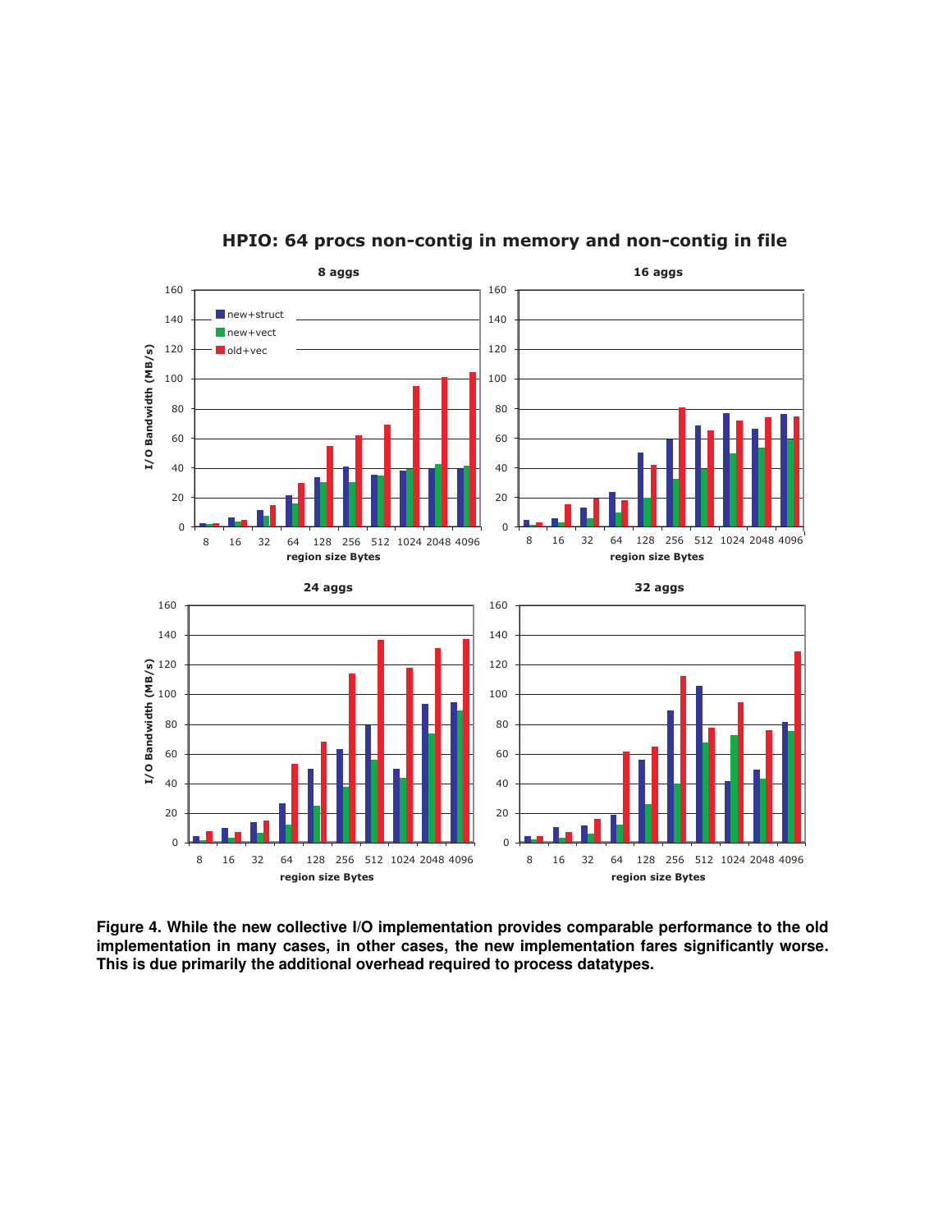**Figure 4. While the new collective I/O implementation provides comparable performance to the old implementation in many cases, in other cases, the new implementation fares significantly worse. This is due primarily the additional overhead required to process datatypes.**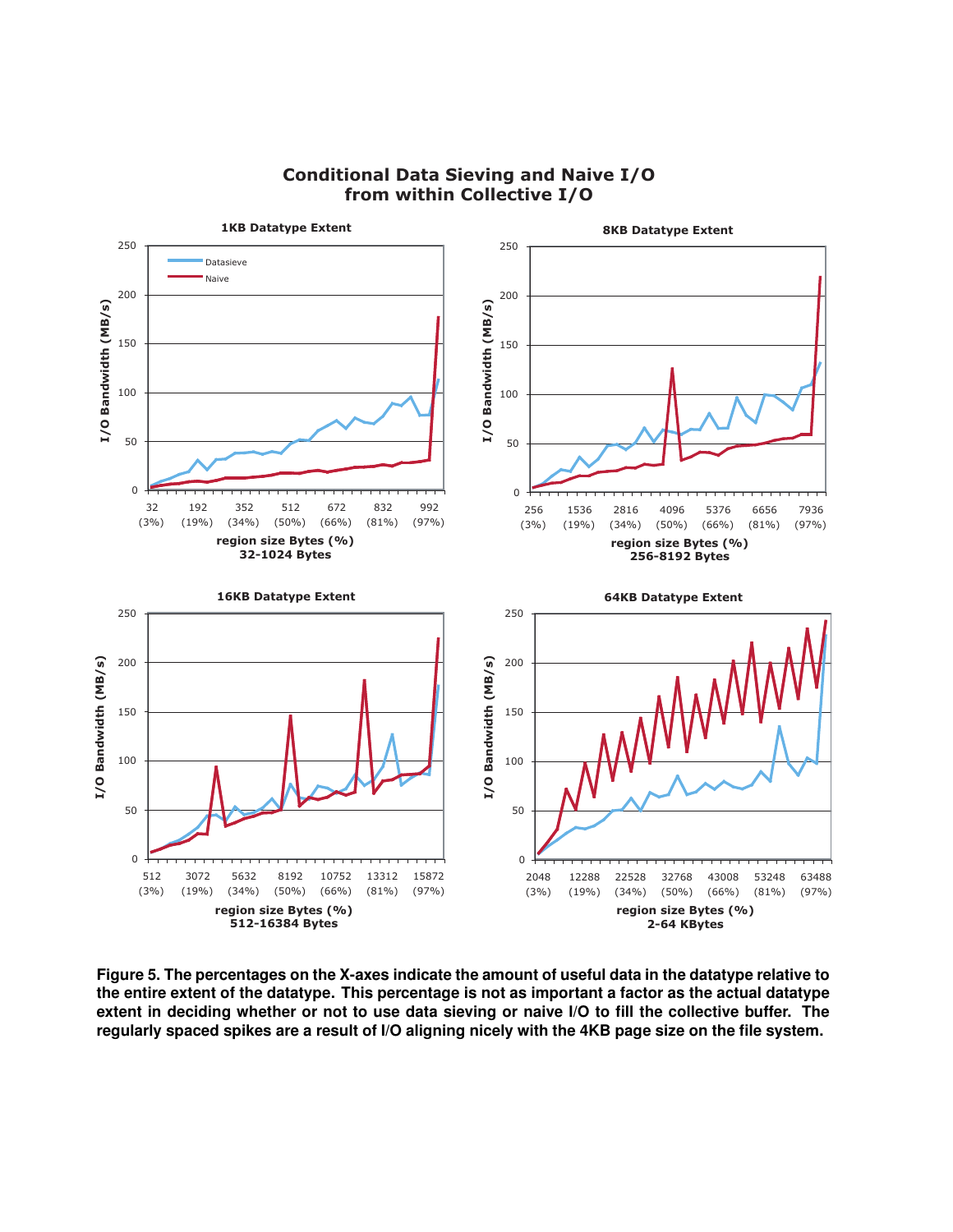**Conditional Data Sieving and Naive I/O from within Collective I/O**

**Figure 5. The percentages on the X-axes indicate the amount of useful data in the datatype relative to the entire extent of the datatype. This percentage is not as important a factor as the actual datatype extent in deciding whether or not to use data sieving or naive I/O to fill the collective buffer. The regularly spaced spikes are a result of I/O aligning nicely with the 4KB page size on the file system.**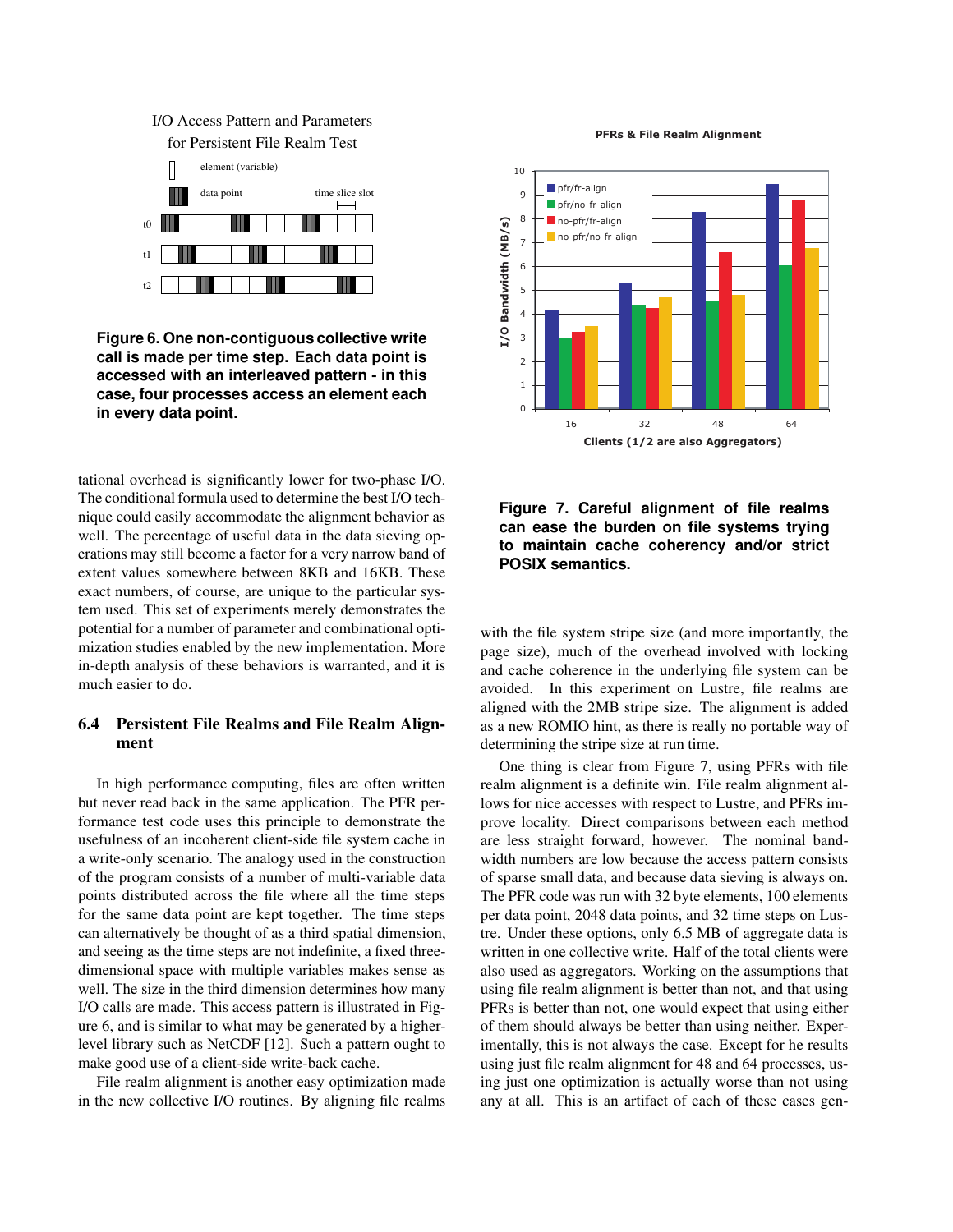I/O Access Pattern and Parameters for Persistent File Realm Test

**Figure 6. One non-contiguous collective write call is made per time step. Each data point is accessed with an interleaved pattern - in this case, four processes access an element each in every data point.**

**Figure 7. Careful alignment of file realms can ease the burden on file systems trying to maintain cache coherency and/or strict POSIX semantics.**

tational overhead is significantly lower for two-phase I/O. The conditional formula used to determine the best I/O technique could easily accommodate the alignment behavior as well. The percentage of useful data in the data sieving operations may still become a factor for a very narrow band of extent values somewhere between 8KB and 16KB. These exact numbers, of course, are unique to the particular system used. This set of experiments merely demonstrates the potential for a number of parameter and combinational optimization studies enabled by the new implementation. More in-depth analysis of these behaviors is warranted, and it is much easier to do.

### 6.4 Persistent File Realms and File Realm Alignment

In high performance computing, files are often written but never read back in the same application. The PFR performance test code uses this principle to demonstrate the usefulness of an incoherent client-side file system cache in a write-only scenario. The analogy used in the construction of the program consists of a number of multi-variable data points distributed across the file where all the time steps for the same data point are kept together. The time steps can alternatively be thought of as a third spatial dimension, and seeing as the time steps are not indefinite, a fixed three-dimensional space with multiple variables makes sense as well. The size in the third dimension determines how many I/O calls are made. This access pattern is illustrated in Figure 6, and is similar to what may be generated by a higher-level library such as NetCDF [12]. Such a pattern ought to make good use of a client-side write-back cache.

File realm alignment is another easy optimization made in the new collective I/O routines. By aligning file realms with the file system stripe size (and more importantly, the page size), much of the overhead involved with locking and cache coherence in the underlying file system can be avoided. In this experiment on Lustre, file realms are aligned with the 2MB stripe size. The alignment is added as a new ROMIO hint, as there is really no portable way of determining the stripe size at run time.

One thing is clear from Figure 7, using PFRs with file realm alignment is a definite win. File realm alignment allows for nice accesses with respect to Lustre, and PFRs improve locality. Direct comparisons between each method are less straight forward, however. The nominal bandwidth numbers are low because the access pattern consists of sparse small data, and because data sieving is always on. The PFR code was run with 32 byte elements, 100 elements per data point, 2048 data points, and 32 time steps on Lustre. Under these options, only 6.5 MB of aggregate data is written in one collective write. Half of the total clients were also used as aggregators. Working on the assumptions that using file realm alignment is better than not, and that using PFRs is better than not, one would expect that using either of them should always be better than using neither. Experimentally, this is not always the case. Except for he results using just file realm alignment for 48 and 64 processes, using just one optimization is actually worse than not using any at all. This is an artifact of each of these cases gen-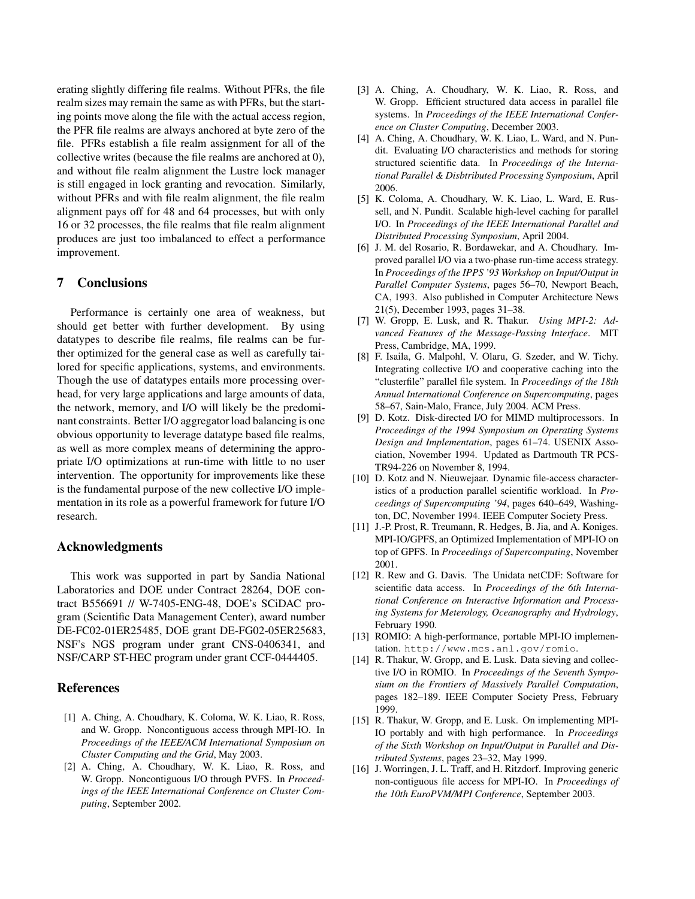erating slightly differing file realms. Without PFRs, the file realm sizes may remain the same as with PFRs, but the starting points move along the file with the actual access region, the PFR file realms are always anchored at byte zero of the file. PFRs establish a file realm assignment for all of the collective writes (because the file realms are anchored at 0), and without file realm alignment the Lustre lock manager is still engaged in lock granting and revocation. Similarly, without PFRs and with file realm alignment, the file realm alignment pays off for 48 and 64 processes, but with only 16 or 32 processes, the file realms that file realm alignment produces are just too imbalanced to effect a performance improvement.

## 7 Conclusions

Performance is certainly one area of weakness, but should get better with further development. By using datatypes to describe file realms, file realms can be further optimized for the general case as well as carefully tailored for specific applications, systems, and environments. Though the use of datatypes entails more processing overhead, for very large applications and large amounts of data, the network, memory, and I/O will likely be the predominant constraints. Better I/O aggregator load balancing is one obvious opportunity to leverage datatype based file realms, as well as more complex means of determining the appropriate I/O optimizations at run-time with little to no user intervention. The opportunity for improvements like these is the fundamental purpose of the new collective I/O implementation in its role as a powerful framework for future I/O research.

## Acknowledgments

This work was supported in part by Sandia National Laboratories and DOE under Contract 28264, DOE contract B556691 // W-7405-ENG-48, DOE's SCiDAC program (Scientific Data Management Center), award number DE-FC02-01ER25485, DOE grant DE-FG02-05ER25683, NSF's NGS program under grant CNS-0406341, and NSF/CARP ST-HEC program under grant CCF-0444405.

## References

[1] A. Ching, A. Choudhary, K. Coloma, W. K. Liao, R. Ross, and W. Gropp. Noncontiguous access through MPI-IO. In *Proceedings of the IEEE/ACM International Symposium on Cluster Computing and the Grid*, May 2003.

[2] A. Ching, A. Choudhary, W. K. Liao, R. Ross, and W. Gropp. Noncontiguous I/O through PVFS. In *Proceedings of the IEEE International Conference on Cluster Computing*, September 2002.

[3] A. Ching, A. Choudhary, W. K. Liao, R. Ross, and W. Gropp. Efficient structured data access in parallel file systems. In *Proceedings of the IEEE International Conference on Cluster Computing*, December 2003.

[4] A. Ching, A. Choudhary, W. K. Liao, L. Ward, and N. Pundit. Evaluating I/O characteristics and methods for storing structured scientific data. In *Proceedings of the International Parallel & Disbtributed Processing Symposium*, April 2006.

[5] K. Coloma, A. Choudhary, W. K. Liao, L. Ward, E. Russell, and N. Pundit. Scalable high-level caching for parallel I/O. In *Proceedings of the IEEE International Parallel and Distributed Processing Symposium*, April 2004.

[6] J. M. del Rosario, R. Bordawekar, and A. Choudhary. Improved parallel I/O via a two-phase run-time access strategy. In *Proceedings of the IPPS '93 Workshop on Input/Output in Parallel Computer Systems*, pages 56–70, Newport Beach, CA, 1993. Also published in Computer Architecture News 21(5), December 1993, pages 31–38.

[7] W. Gropp, E. Lusk, and R. Thakur. *Using MPI-2: Advanced Features of the Message-Passing Interface*. MIT Press, Cambridge, MA, 1999.

[8] F. Isaila, G. Malpohl, V. Olaru, G. Szeder, and W. Tichy. Integrating collective I/O and cooperative caching into the "clusterfile" parallel file system. In *Proceedings of the 18th Annual International Conference on Supercomputing*, pages 58–67, Sain-Malo, France, July 2004. ACM Press.

[9] D. Kotz. Disk-directed I/O for MIMD multiprocessors. In *Proceedings of the 1994 Symposium on Operating Systems Design and Implementation*, pages 61–74. USENIX Association, November 1994. Updated as Dartmouth TR PCS-TR94-226 on November 8, 1994.

[10] D. Kotz and N. Nieuwejaar. Dynamic file-access characteristics of a production parallel scientific workload. In *Proceedings of Supercomputing '94*, pages 640–649, Washington, DC, November 1994. IEEE Computer Society Press.

[11] J.-P. Prost, R. Treumann, R. Hedges, B. Jia, and A. Koniges. MPI-IO/GPFS, an Optimized Implementation of MPI-IO on top of GPFS. In *Proceedings of Supercomputing*, November 2001.

[12] R. Rew and G. Davis. The Unidata netCDF: Software for scientific data access. In *Proceedings of the 6th International Conference on Interactive Information and Processing Systems for Meterology, Oceanography and Hydrology*, February 1990.

[13] ROMIO: A high-performance, portable MPI-IO implementation. `http://www.mcs.anl.gov/romio`.

[14] R. Thakur, W. Gropp, and E. Lusk. Data sieving and collective I/O in ROMIO. In *Proceedings of the Seventh Symposium on the Frontiers of Massively Parallel Computation*, pages 182–189. IEEE Computer Society Press, February 1999.

[15] R. Thakur, W. Gropp, and E. Lusk. On implementing MPI-IO portably and with high performance. In *Proceedings of the Sixth Workshop on Input/Output in Parallel and Distributed Systems*, pages 23–32, May 1999.

[16] J. Worringen, J. L. Traff, and H. Ritzdorf. Improving generic non-contiguous file access for MPI-IO. In *Proceedings of the 10th EuroPVM/MPI Conference*, September 2003.